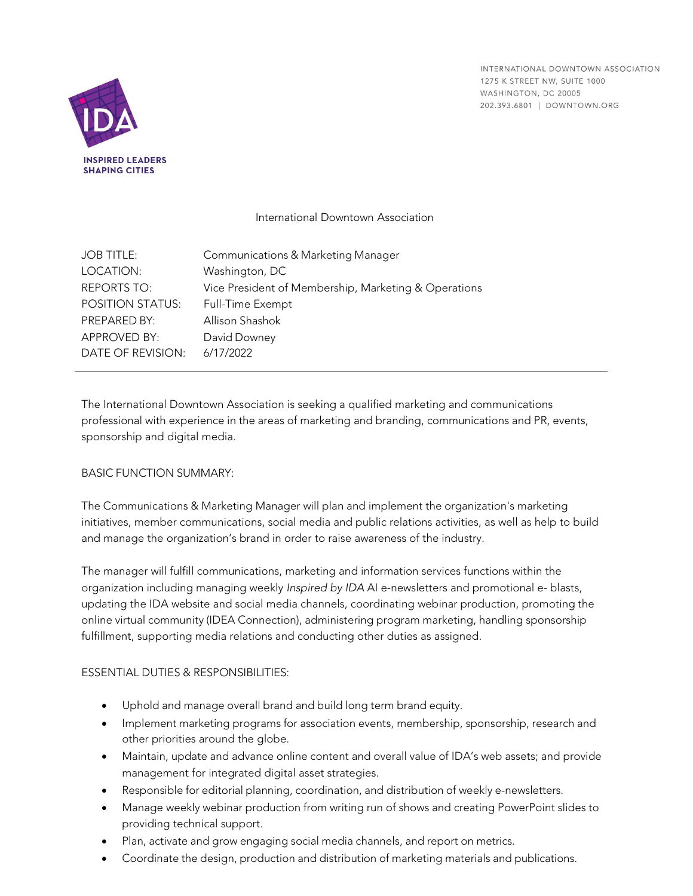INSPIRED LEADERS
SHAPING CITIES

INTERNATIONAL DOWNTOWN ASSOCIATION
1275 K STREET NW, SUITE 1000
WASHINGTON, DC 20005
202.393.6801 | DOWNTOWN.ORG

International Downtown Association

| | |
|---|---|
| JOB TITLE: | Communications & Marketing Manager |
| LOCATION: | Washington, DC |
| REPORTS TO: | Vice President of Membership, Marketing & Operations |
| POSITION STATUS: | Full-Time Exempt |
| PREPARED BY: | Allison Shashok |
| APPROVED BY: | David Downey |
| DATE OF REVISION: | 6/17/2022 |

---

The International Downtown Association is seeking a qualified marketing and communications professional with experience in the areas of marketing and branding, communications and PR, events, sponsorship and digital media.

BASIC FUNCTION SUMMARY:

The Communications & Marketing Manager will plan and implement the organization's marketing initiatives, member communications, social media and public relations activities, as well as help to build and manage the organization's brand in order to raise awareness of the industry.

The manager will fulfill communications, marketing and information services functions within the organization including managing weekly *Inspired by IDA* AI e-newsletters and promotional e- blasts, updating the IDA website and social media channels, coordinating webinar production, promoting the online virtual community (IDEA Connection), administering program marketing, handling sponsorship fulfillment, supporting media relations and conducting other duties as assigned.

ESSENTIAL DUTIES & RESPONSIBILITIES:

- Uphold and manage overall brand and build long term brand equity.
- Implement marketing programs for association events, membership, sponsorship, research and other priorities around the globe.
- Maintain, update and advance online content and overall value of IDA's web assets; and provide management for integrated digital asset strategies.
- Responsible for editorial planning, coordination, and distribution of weekly e-newsletters.
- Manage weekly webinar production from writing run of shows and creating PowerPoint slides to providing technical support.
- Plan, activate and grow engaging social media channels, and report on metrics.
- Coordinate the design, production and distribution of marketing materials and publications.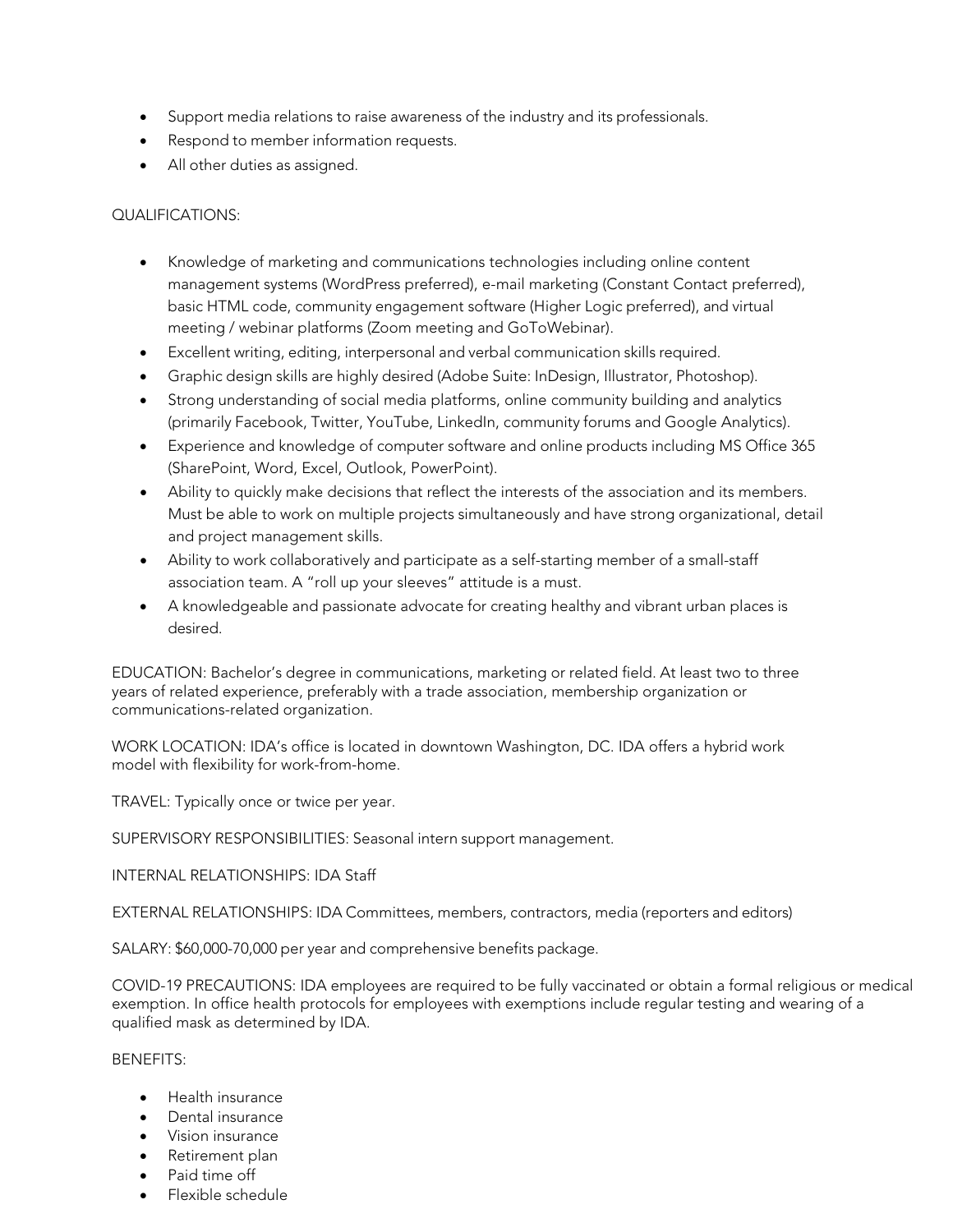- Support media relations to raise awareness of the industry and its professionals.
- Respond to member information requests.
- All other duties as assigned.

QUALIFICATIONS:

- Knowledge of marketing and communications technologies including online content management systems (WordPress preferred), e-mail marketing (Constant Contact preferred), basic HTML code, community engagement software (Higher Logic preferred), and virtual meeting / webinar platforms (Zoom meeting and GoToWebinar).
- Excellent writing, editing, interpersonal and verbal communication skills required.
- Graphic design skills are highly desired (Adobe Suite: InDesign, Illustrator, Photoshop).
- Strong understanding of social media platforms, online community building and analytics (primarily Facebook, Twitter, YouTube, LinkedIn, community forums and Google Analytics).
- Experience and knowledge of computer software and online products including MS Office 365 (SharePoint, Word, Excel, Outlook, PowerPoint).
- Ability to quickly make decisions that reflect the interests of the association and its members. Must be able to work on multiple projects simultaneously and have strong organizational, detail and project management skills.
- Ability to work collaboratively and participate as a self-starting member of a small-staff association team. A "roll up your sleeves" attitude is a must.
- A knowledgeable and passionate advocate for creating healthy and vibrant urban places is desired.

EDUCATION: Bachelor's degree in communications, marketing or related field. At least two to three years of related experience, preferably with a trade association, membership organization or communications-related organization.

WORK LOCATION: IDA's office is located in downtown Washington, DC. IDA offers a hybrid work model with flexibility for work-from-home.

TRAVEL: Typically once or twice per year.

SUPERVISORY RESPONSIBILITIES: Seasonal intern support management.

INTERNAL RELATIONSHIPS: IDA Staff

EXTERNAL RELATIONSHIPS: IDA Committees, members, contractors, media (reporters and editors)

SALARY: $60,000-70,000 per year and comprehensive benefits package.

COVID-19 PRECAUTIONS: IDA employees are required to be fully vaccinated or obtain a formal religious or medical exemption. In office health protocols for employees with exemptions include regular testing and wearing of a qualified mask as determined by IDA.

BENEFITS:

- Health insurance
- Dental insurance
- Vision insurance
- Retirement plan
- Paid time off
- Flexible schedule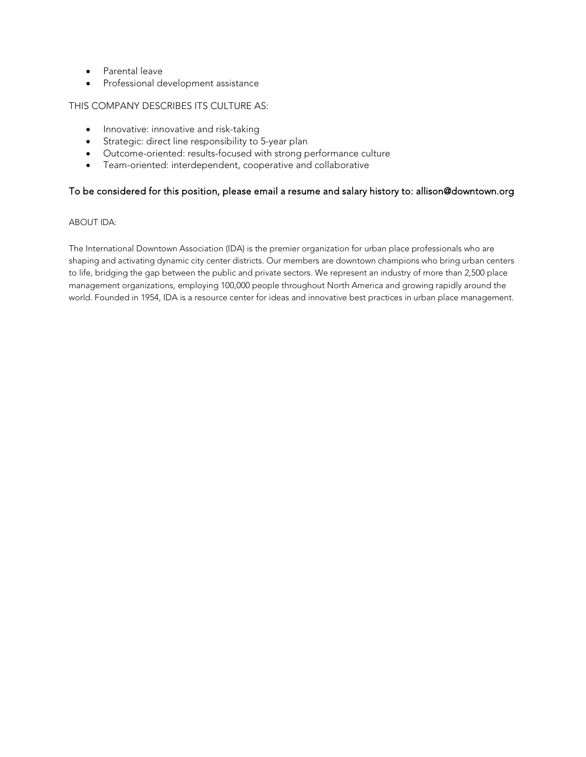- Parental leave
- Professional development assistance

THIS COMPANY DESCRIBES ITS CULTURE AS:

- Innovative: innovative and risk-taking
- Strategic: direct line responsibility to 5-year plan
- Outcome-oriented: results-focused with strong performance culture
- Team-oriented: interdependent, cooperative and collaborative

To be considered for this position, please email a resume and salary history to: allison@downtown.org

ABOUT IDA:

The International Downtown Association (IDA) is the premier organization for urban place professionals who are shaping and activating dynamic city center districts. Our members are downtown champions who bring urban centers to life, bridging the gap between the public and private sectors. We represent an industry of more than 2,500 place management organizations, employing 100,000 people throughout North America and growing rapidly around the world. Founded in 1954, IDA is a resource center for ideas and innovative best practices in urban place management.